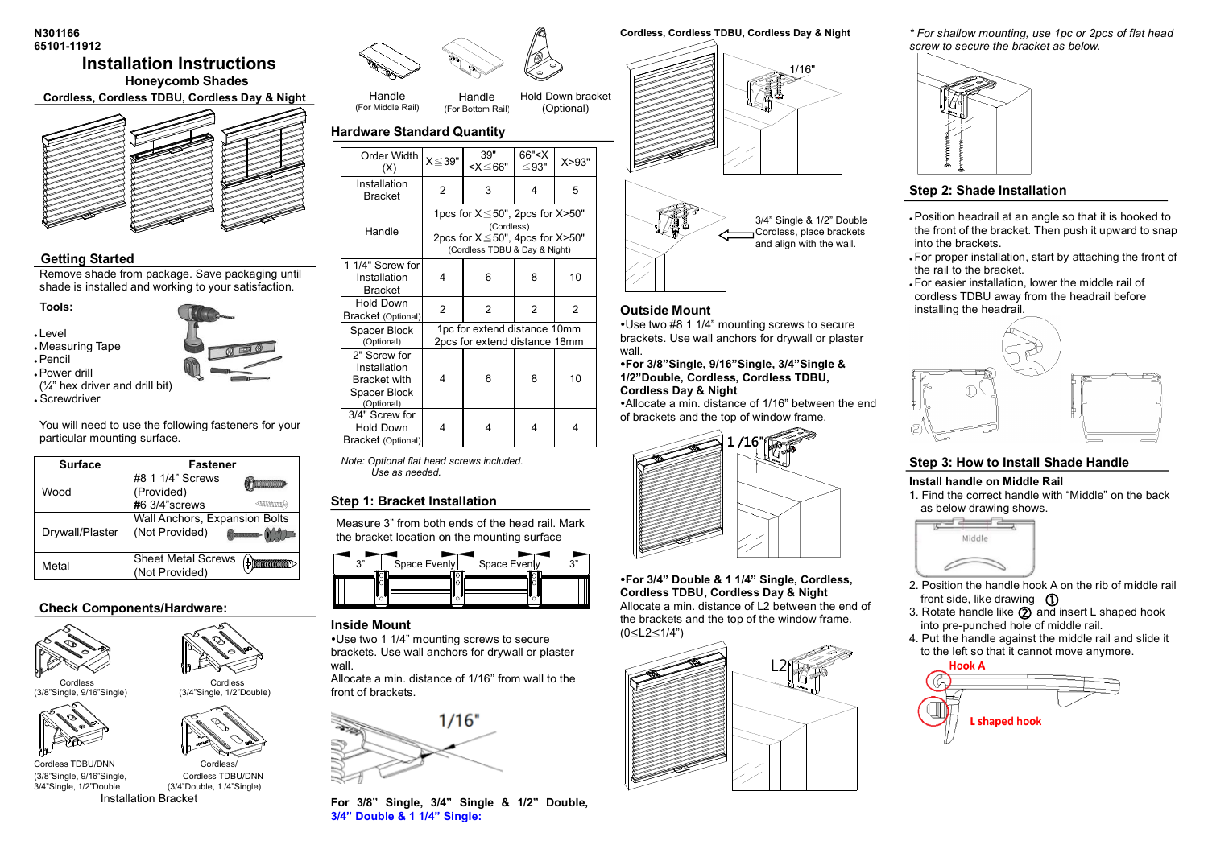N301166
65101-11912

# Installation Instructions

## Honeycomb Shades

### Cordless, Cordless TDBU, Cordless Day & Night

## Getting Started

Remove shade from package. Save packaging until shade is installed and working to your satisfaction.

**Tools:**

- Level
- Measuring Tape
- Pencil
- Power drill (¼" hex driver and drill bit)
- Screwdriver

You will need to use the following fasteners for your particular mounting surface.

| Surface | Fastener |
|---|---|
| Wood | #8 1 1/4" Screws (Provided) #6 3/4"screws |
| Drywall/Plaster | Wall Anchors, Expansion Bolts (Not Provided) |
| Metal | Sheet Metal Screws (Not Provided) |

## Check Components/Hardware:

Cordless (3/8"Single, 9/16"Single)

Cordless (3/4"Single, 1/2"Double)

Cordless TDBU/DNN (3/8"Single, 9/16"Single, 3/4"Single, 1/2"Double

Cordless/ Cordless TDBU/DNN (3/4"Double, 1 /4"Single)

Installation Bracket

Handle (For Middle Rail)

Handle (For Bottom Rail)

Hold Down bracket (Optional)

## Hardware Standard Quantity

| Order Width (X) | X≦39" | 39"<X≦66" | 66"<X≦93" | X>93" |
|---|---|---|---|---|
| Installation Bracket | 2 | 3 | 4 | 5 |
| Handle | 1pcs for X≦50", 2pcs for X>50" (Cordless) 2pcs for X≦50", 4pcs for X>50" (Cordless TDBU & Day & Night) | | | |
| 1 1/4" Screw for Installation Bracket | 4 | 6 | 8 | 10 |
| Hold Down Bracket (Optional) | 2 | 2 | 2 | 2 |
| Spacer Block (Optional) | 1pc for extend distance 10mm 2pcs for extend distance 18mm | | | |
| 2" Screw for Installation Bracket with Spacer Block (Optional) | 4 | 6 | 8 | 10 |
| 3/4" Screw for Hold Down Bracket (Optional) | 4 | 4 | 4 | 4 |

*Note: Optional flat head screws included. Use as needed.*

## Step 1: Bracket Installation

Measure 3" from both ends of the head rail. Mark the bracket location on the mounting surface

3" | Space Evenly | Space Evenly | 3"

### Inside Mount

•Use two 1 1/4" mounting screws to secure brackets. Use wall anchors for drywall or plaster wall.
Allocate a min. distance of 1/16" from wall to the front of brackets.

1/16"

**For 3/8" Single, 3/4" Single & 1/2" Double, 3/4" Double & 1 1/4" Single:**

**Cordless, Cordless TDBU, Cordless Day & Night**

1/16"

3/4" Single & 1/2" Double Cordless, place brackets and align with the wall.

### Outside Mount

•Use two #8 1 1/4" mounting screws to secure brackets. Use wall anchors for drywall or plaster wall.

**•For 3/8"Single, 9/16"Single, 3/4"Single & 1/2"Double, Cordless, Cordless TDBU, Cordless Day & Night**

•Allocate a min. distance of 1/16" between the end of brackets and the top of window frame.

1 /16"

**•For 3/4" Double & 1 1/4" Single, Cordless, Cordless TDBU, Cordless Day & Night**

Allocate a min. distance of L2 between the end of the brackets and the top of the window frame. (0≤L2≤1/4")

L2

*\* For shallow mounting, use 1pc or 2pcs of flat head screw to secure the bracket as below.*

## Step 2: Shade Installation

- Position headrail at an angle so that it is hooked to the front of the bracket. Then push it upward to snap into the brackets.
- For proper installation, start by attaching the front of the rail to the bracket.
- For easier installation, lower the middle rail of cordless TDBU away from the headrail before installing the headrail.

## Step 3: How to Install Shade Handle

**Install handle on Middle Rail**

1. Find the correct handle with "Middle" on the back as below drawing shows.
2. Position the handle hook A on the rib of middle rail front side, like drawing ①
3. Rotate handle like ② and insert L shaped hook into pre-punched hole of middle rail.
4. Put the handle against the middle rail and slide it to the left so that it cannot move anymore.

Middle

Hook A

L shaped hook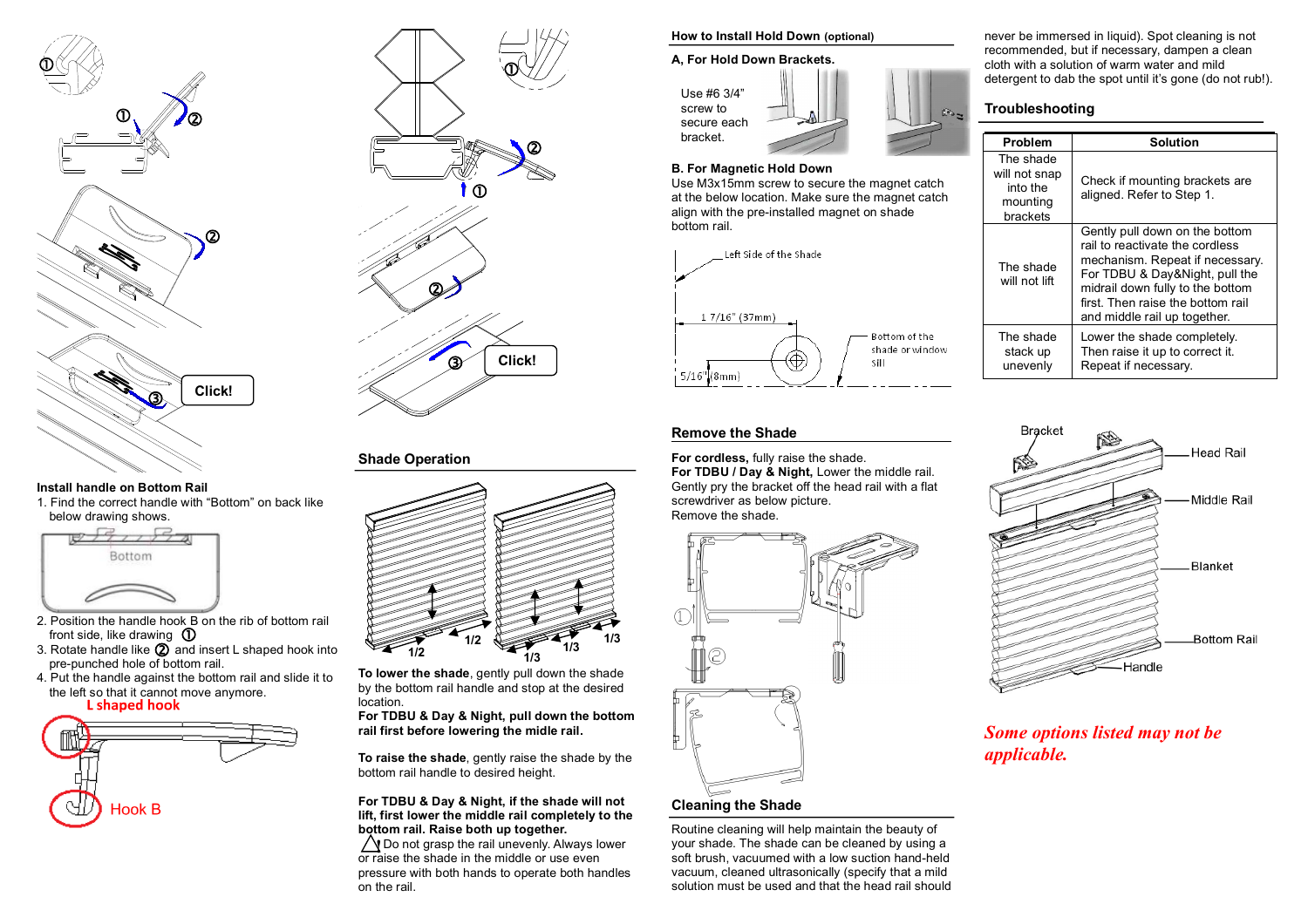Click!

### Install handle on Bottom Rail

1. Find the correct handle with "Bottom" on back like below drawing shows.

Bottom

2. Position the handle hook B on the rib of bottom rail front side, like drawing ①
3. Rotate handle like ② and insert L shaped hook into pre-punched hole of bottom rail.
4. Put the handle against the bottom rail and slide it to the left so that it cannot move anymore.

L shaped hook

Hook B

Click!

## Shade Operation

1/2 1/2 1/3 1/3 1/3

**To lower the shade**, gently pull down the shade by the bottom rail handle and stop at the desired location.

**For TDBU & Day & Night, pull down the bottom rail first before lowering the midle rail.**

**To raise the shade**, gently raise the shade by the bottom rail handle to desired height.

**For TDBU & Day & Night, if the shade will not lift, first lower the middle rail completely to the bottom rail. Raise both up together.**

⚠ Do not grasp the rail unevenly. Always lower or raise the shade in the middle or use even pressure with both hands to operate both handles on the rail.

## How to Install Hold Down (optional)

### A, For Hold Down Brackets.

Use #6 3/4" screw to secure each bracket.

### B. For Magnetic Hold Down

Use M3x15mm screw to secure the magnet catch at the below location. Make sure the magnet catch align with the pre-installed magnet on shade bottom rail.

Left Side of the Shade

1 7/16" (37mm)

5/16" (8mm)

Bottom of the shade or window sill

## Remove the Shade

**For cordless,** fully raise the shade.
**For TDBU / Day & Night,** Lower the middle rail.
Gently pry the bracket off the head rail with a flat screwdriver as below picture.
Remove the shade.

①

②

## Cleaning the Shade

Routine cleaning will help maintain the beauty of your shade. The shade can be cleaned by using a soft brush, vacuumed with a low suction hand-held vacuum, cleaned ultrasonically (specify that a mild solution must be used and that the head rail should never be immersed in liquid). Spot cleaning is not recommended, but if necessary, dampen a clean cloth with a solution of warm water and mild detergent to dab the spot until it's gone (do not rub!).

## Troubleshooting

| Problem | Solution |
|---|---|
| The shade will not snap into the mounting brackets | Check if mounting brackets are aligned. Refer to Step 1. |
| The shade will not lift | Gently pull down on the bottom rail to reactivate the cordless mechanism. Repeat if necessary. For TDBU & Day&Night, pull the midrail down fully to the bottom first. Then raise the bottom rail and middle rail up together. |
| The shade stack up unevenly | Lower the shade completely. Then raise it up to correct it. Repeat if necessary. |

Bracket

Head Rail

Middle Rail

Blanket

Bottom Rail

Handle

***Some options listed may not be applicable.***